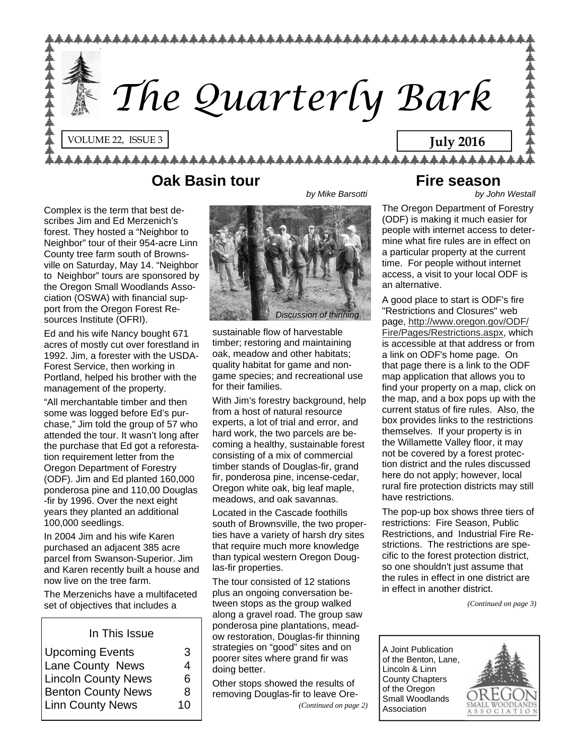# The Quarterly Bark

VOLUME 22, ISSUE 3

**July 2016**

## Oak Basin tour

*by Mike Barsotti*

Complex is the term that best describes Jim and Ed Merzenich's forest. They hosted a "Neighbor to Neighbor" tour of their 954-acre Linn County tree farm south of Brownsville on Saturday, May 14. "Neighbor to Neighbor" tours are sponsored by the Oregon Small Woodlands Association (OSWA) with financial support from the Oregon Forest Resources Institute (OFRI).

Ed and his wife Nancy bought 671 acres of mostly cut over forestland in 1992. Jim, a forester with the USDA-Forest Service, then working in Portland, helped his brother with the management of the property.

"All merchantable timber and then some was logged before Ed's purchase," Jim told the group of 57 who attended the tour. It wasn't long after the purchase that Ed got a reforestation requirement letter from the Oregon Department of Forestry (ODF). Jim and Ed planted 160,000 ponderosa pine and 110,00 Douglas-fir by 1996. Over the next eight years they planted an additional 100,000 seedlings.

In 2004 Jim and his wife Karen purchased an adjacent 385 acre parcel from Swanson-Superior. Jim and Karen recently built a house and now live on the tree farm.

The Merzenichs have a multifaceted set of objectives that includes a sustainable flow of harvestable timber; restoring and maintaining oak, meadow and other habitats; quality habitat for game and non-game species; and recreational use for their families.

*Discussion of thinning*

With Jim's forestry background, help from a host of natural resource experts, a lot of trial and error, and hard work, the two parcels are becoming a healthy, sustainable forest consisting of a mix of commercial timber stands of Douglas-fir, grand fir, ponderosa pine, incense-cedar, Oregon white oak, big leaf maple, meadows, and oak savannas.

Located in the Cascade foothills south of Brownsville, the two properties have a variety of harsh dry sites that require much more knowledge than typical western Oregon Douglas-fir properties.

The tour consisted of 12 stations plus an ongoing conversation between stops as the group walked along a gravel road. The group saw ponderosa pine plantations, meadow restoration, Douglas-fir thinning strategies on "good" sites and on poorer sites where grand fir was doing better.

Other stops showed the results of removing Douglas-fir to leave Ore-

*(Continued on page 2)*

## Fire season

*by John Westall*

The Oregon Department of Forestry (ODF) is making it much easier for people with internet access to determine what fire rules are in effect on a particular property at the current time. For people without internet access, a visit to your local ODF is an alternative.

A good place to start is ODF's fire "Restrictions and Closures" web page, http://www.oregon.gov/ODF/Fire/Pages/Restrictions.aspx, which is accessible at that address or from a link on ODF's home page. On that page there is a link to the ODF map application that allows you to find your property on a map, click on the map, and a box pops up with the current status of fire rules. Also, the box provides links to the restrictions themselves. If your property is in the Willamette Valley floor, it may not be covered by a forest protection district and the rules discussed here do not apply; however, local rural fire protection districts may still have restrictions.

The pop-up box shows three tiers of restrictions: Fire Season, Public Restrictions, and Industrial Fire Restrictions. The restrictions are specific to the forest protection district, so one shouldn't just assume that the rules in effect in one district are in effect in another district.

*(Continued on page 3)*

### In This Issue

| | |
|---|---|
| Upcoming Events | 3 |
| Lane County News | 4 |
| Lincoln County News | 6 |
| Benton County News | 8 |
| Linn County News | 10 |

A Joint Publication of the Benton, Lane, Lincoln & Linn County Chapters of the Oregon Small Woodlands Association

OREGON SMALL WOODLANDS ASSOCIATION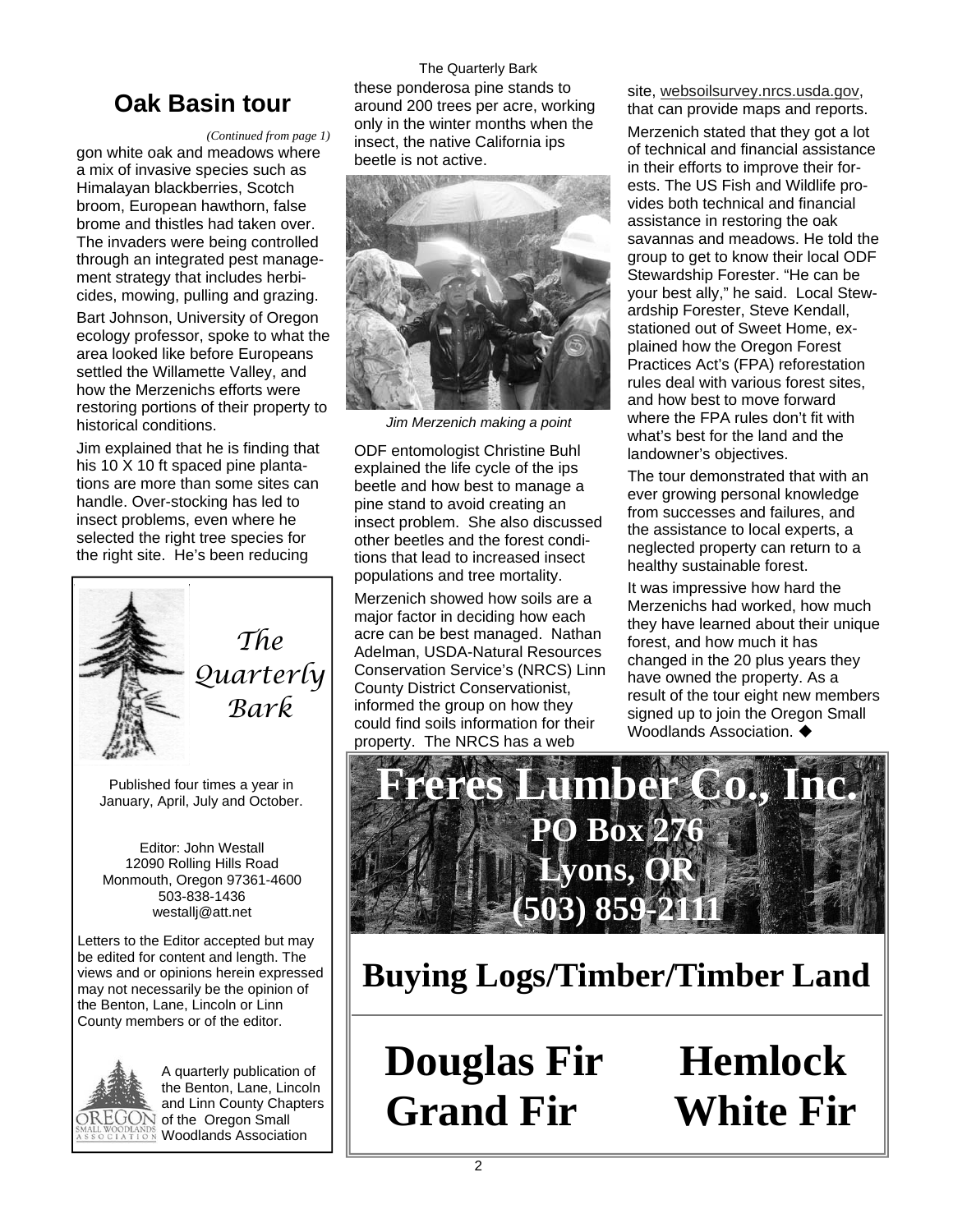## Oak Basin tour

*(Continued from page 1)*

gon white oak and meadows where a mix of invasive species such as Himalayan blackberries, Scotch broom, European hawthorn, false brome and thistles had taken over. The invaders were being controlled through an integrated pest management strategy that includes herbicides, mowing, pulling and grazing.

Bart Johnson, University of Oregon ecology professor, spoke to what the area looked like before Europeans settled the Willamette Valley, and how the Merzenichs efforts were restoring portions of their property to historical conditions.

Jim explained that he is finding that his 10 X 10 ft spaced pine plantations are more than some sites can handle. Over-stocking has led to insect problems, even where he selected the right tree species for the right site. He's been reducing these ponderosa pine stands to around 200 trees per acre, working only in the winter months when the insect, the native California ips beetle is not active.

*Jim Merzenich making a point*

ODF entomologist Christine Buhl explained the life cycle of the ips beetle and how best to manage a pine stand to avoid creating an insect problem. She also discussed other beetles and the forest conditions that lead to increased insect populations and tree mortality.

Merzenich showed how soils are a major factor in deciding how each acre can be best managed. Nathan Adelman, USDA-Natural Resources Conservation Service's (NRCS) Linn County District Conservationist, informed the group on how they could find soils information for their property. The NRCS has a web site, websoilsurvey.nrcs.usda.gov, that can provide maps and reports.

Merzenich stated that they got a lot of technical and financial assistance in their efforts to improve their forests. The US Fish and Wildlife provides both technical and financial assistance in restoring the oak savannas and meadows. He told the group to get to know their local ODF Stewardship Forester. "He can be your best ally," he said. Local Stewardship Forester, Steve Kendall, stationed out of Sweet Home, explained how the Oregon Forest Practices Act's (FPA) reforestation rules deal with various forest sites, and how best to move forward where the FPA rules don't fit with what's best for the land and the landowner's objectives.

The tour demonstrated that with an ever growing personal knowledge from successes and failures, and the assistance to local experts, a neglected property can return to a healthy sustainable forest.

It was impressive how hard the Merzenichs had worked, how much they have learned about their unique forest, and how much it has changed in the 20 plus years they have owned the property. As a result of the tour eight new members signed up to join the Oregon Small Woodlands Association. ◆

---

*The Quarterly Bark*

Published four times a year in January, April, July and October.

Editor: John Westall
12090 Rolling Hills Road
Monmouth, Oregon 97361-4600
503-838-1436
westallj@att.net

Letters to the Editor accepted but may be edited for content and length. The views and or opinions herein expressed may not necessarily be the opinion of the Benton, Lane, Lincoln or Linn County members or of the editor.

A quarterly publication of the Benton, Lane, Lincoln and Linn County Chapters of the Oregon Small Woodlands Association

---

# Freres Lumber Co., Inc.

**PO Box 276**
**Lyons, OR**
**(503) 859-2111**

## Buying Logs/Timber/Timber Land

**Douglas Fir** **Hemlock**
**Grand Fir** **White Fir**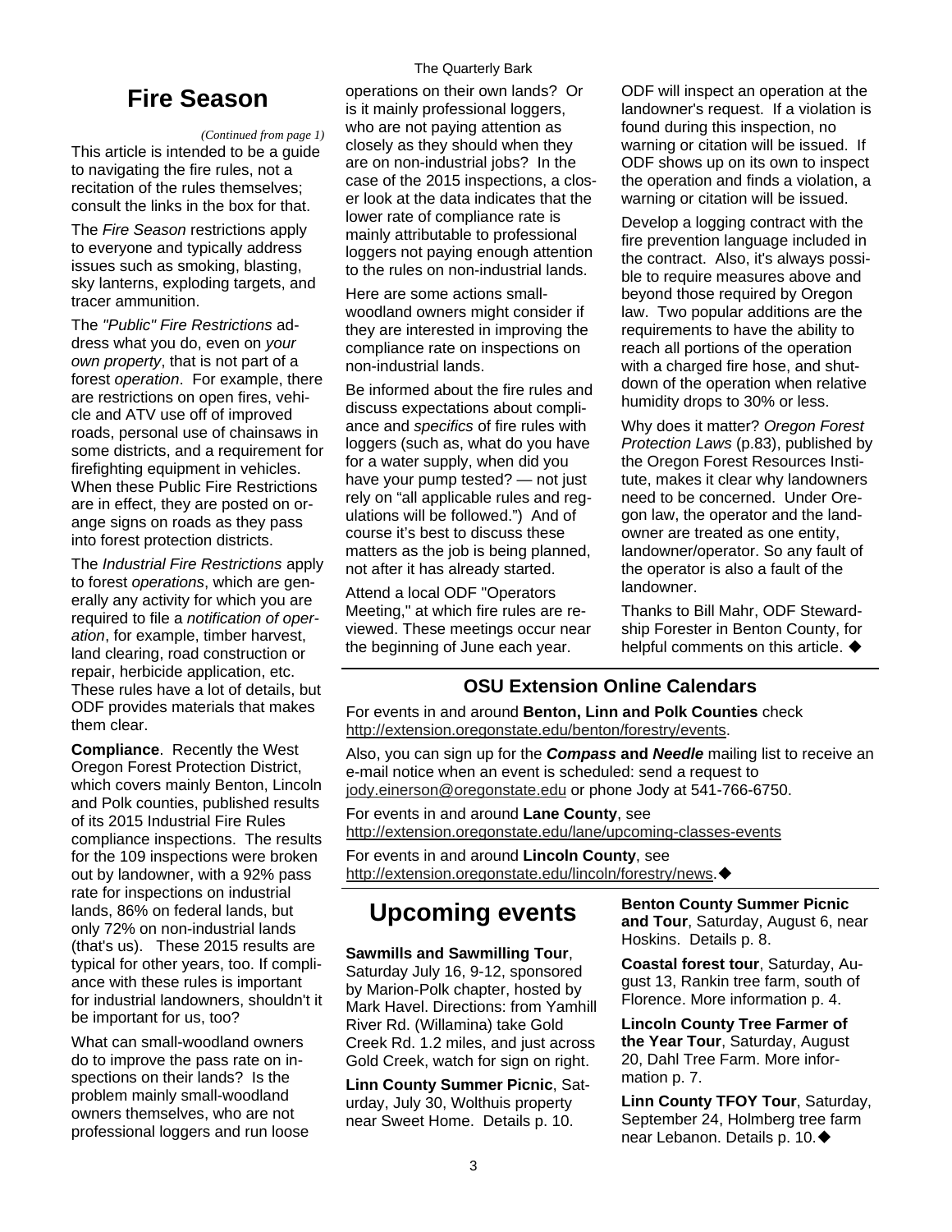## Fire Season

*(Continued from page 1)*

This article is intended to be a guide to navigating the fire rules, not a recitation of the rules themselves; consult the links in the box for that.

The *Fire Season* restrictions apply to everyone and typically address issues such as smoking, blasting, sky lanterns, exploding targets, and tracer ammunition.

The *"Public" Fire Restrictions* address what you do, even on *your own property*, that is not part of a forest *operation*. For example, there are restrictions on open fires, vehicle and ATV use off of improved roads, personal use of chainsaws in some districts, and a requirement for firefighting equipment in vehicles. When these Public Fire Restrictions are in effect, they are posted on orange signs on roads as they pass into forest protection districts.

The *Industrial Fire Restrictions* apply to forest *operations*, which are generally any activity for which you are required to file a *notification of operation*, for example, timber harvest, land clearing, road construction or repair, herbicide application, etc. These rules have a lot of details, but ODF provides materials that makes them clear.

**Compliance**. Recently the West Oregon Forest Protection District, which covers mainly Benton, Lincoln and Polk counties, published results of its 2015 Industrial Fire Rules compliance inspections. The results for the 109 inspections were broken out by landowner, with a 92% pass rate for inspections on industrial lands, 86% on federal lands, but only 72% on non-industrial lands (that's us). These 2015 results are typical for other years, too. If compliance with these rules is important for industrial landowners, shouldn't it be important for us, too?

What can small-woodland owners do to improve the pass rate on inspections on their lands? Is the problem mainly small-woodland owners themselves, who are not professional loggers and run loose operations on their own lands? Or is it mainly professional loggers, who are not paying attention as closely as they should when they are on non-industrial jobs? In the case of the 2015 inspections, a closer look at the data indicates that the lower rate of compliance rate is mainly attributable to professional loggers not paying enough attention to the rules on non-industrial lands.

Here are some actions small-woodland owners might consider if they are interested in improving the compliance rate on inspections on non-industrial lands.

Be informed about the fire rules and discuss expectations about compliance and *specifics* of fire rules with loggers (such as, what do you have for a water supply, when did you have your pump tested? — not just rely on "all applicable rules and regulations will be followed.") And of course it's best to discuss these matters as the job is being planned, not after it has already started.

Attend a local ODF "Operators Meeting," at which fire rules are reviewed. These meetings occur near the beginning of June each year.

ODF will inspect an operation at the landowner's request. If a violation is found during this inspection, no warning or citation will be issued. If ODF shows up on its own to inspect the operation and finds a violation, a warning or citation will be issued.

Develop a logging contract with the fire prevention language included in the contract. Also, it's always possible to require measures above and beyond those required by Oregon law. Two popular additions are the requirements to have the ability to reach all portions of the operation with a charged fire hose, and shutdown of the operation when relative humidity drops to 30% or less.

Why does it matter? *Oregon Forest Protection Laws* (p.83), published by the Oregon Forest Resources Institute, makes it clear why landowners need to be concerned. Under Oregon law, the operator and the landowner are treated as one entity, landowner/operator. So any fault of the operator is also a fault of the landowner.

Thanks to Bill Mahr, ODF Stewardship Forester in Benton County, for helpful comments on this article. ◆

### OSU Extension Online Calendars

For events in and around **Benton, Linn and Polk Counties** check http://extension.oregonstate.edu/benton/forestry/events.

Also, you can sign up for the ***Compass* and *Needle*** mailing list to receive an e-mail notice when an event is scheduled: send a request to jody.einerson@oregonstate.edu or phone Jody at 541-766-6750.

For events in and around **Lane County**, see http://extension.oregonstate.edu/lane/upcoming-classes-events

For events in and around **Lincoln County**, see http://extension.oregonstate.edu/lincoln/forestry/news.◆

## Upcoming events

**Sawmills and Sawmilling Tour**, Saturday July 16, 9-12, sponsored by Marion-Polk chapter, hosted by Mark Havel. Directions: from Yamhill River Rd. (Willamina) take Gold Creek Rd. 1.2 miles, and just across Gold Creek, watch for sign on right.

**Linn County Summer Picnic**, Saturday, July 30, Wolthuis property near Sweet Home. Details p. 10.

**Benton County Summer Picnic and Tour**, Saturday, August 6, near Hoskins. Details p. 8.

**Coastal forest tour**, Saturday, August 13, Rankin tree farm, south of Florence. More information p. 4.

**Lincoln County Tree Farmer of the Year Tour**, Saturday, August 20, Dahl Tree Farm. More information p. 7.

**Linn County TFOY Tour**, Saturday, September 24, Holmberg tree farm near Lebanon. Details p. 10.◆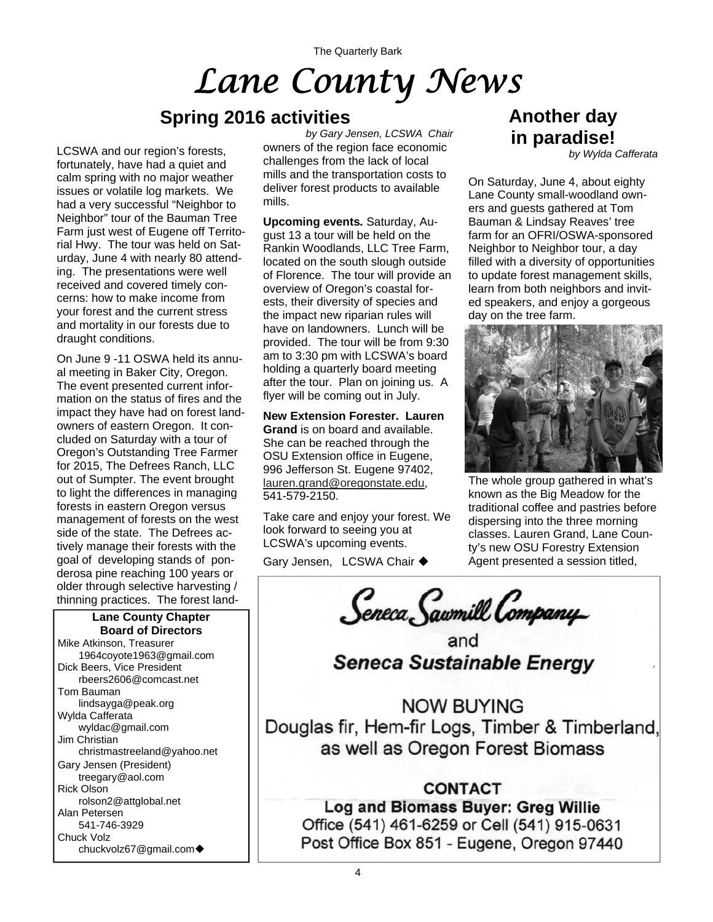# Lane County News

## Spring 2016 activities

*by Gary Jensen, LCSWA Chair*

LCSWA and our region's forests, fortunately, have had a quiet and calm spring with no major weather issues or volatile log markets. We had a very successful "Neighbor to Neighbor" tour of the Bauman Tree Farm just west of Eugene off Territorial Hwy. The tour was held on Saturday, June 4 with nearly 80 attending. The presentations were well received and covered timely concerns: how to make income from your forest and the current stress and mortality in our forests due to draught conditions.

On June 9 -11 OSWA held its annual meeting in Baker City, Oregon. The event presented current information on the status of fires and the impact they have had on forest landowners of eastern Oregon. It concluded on Saturday with a tour of Oregon's Outstanding Tree Farmer for 2015, The Defrees Ranch, LLC out of Sumpter. The event brought to light the differences in managing forests in eastern Oregon versus management of forests on the west side of the state. The Defrees actively manage their forests with the goal of developing stands of ponderosa pine reaching 100 years or older through selective harvesting / thinning practices. The forest landowners of the region face economic challenges from the lack of local mills and the transportation costs to deliver forest products to available mills.

**Upcoming events.** Saturday, August 13 a tour will be held on the Rankin Woodlands, LLC Tree Farm, located on the south slough outside of Florence. The tour will provide an overview of Oregon's coastal forests, their diversity of species and the impact new riparian rules will have on landowners. Lunch will be provided. The tour will be from 9:30 am to 3:30 pm with LCSWA's board holding a quarterly board meeting after the tour. Plan on joining us. A flyer will be coming out in July.

**New Extension Forester. Lauren Grand** is on board and available. She can be reached through the OSU Extension office in Eugene, 996 Jefferson St. Eugene 97402, lauren.grand@oregonstate.edu, 541-579-2150.

Take care and enjoy your forest. We look forward to seeing you at LCSWA's upcoming events.

Gary Jensen, LCSWA Chair ◆

**Lane County Chapter Board of Directors**

Mike Atkinson, Treasurer
1964coyote1963@gmail.com
Dick Beers, Vice President
rbeers2606@comcast.net
Tom Bauman
lindsayga@peak.org
Wylda Cafferata
wyldac@gmail.com
Jim Christian
christmastreeland@yahoo.net
Gary Jensen (President)
treegary@aol.com
Rick Olson
rolson2@attglobal.net
Alan Petersen
541-746-3929
Chuck Volz
chuckvolz67@gmail.com◆

## Another day in paradise!

*by Wylda Cafferata*

On Saturday, June 4, about eighty Lane County small-woodland owners and guests gathered at Tom Bauman & Lindsay Reaves' tree farm for an OFRI/OSWA-sponsored Neighbor to Neighbor tour, a day filled with a diversity of opportunities to update forest management skills, learn from both neighbors and invited speakers, and enjoy a gorgeous day on the tree farm.

The whole group gathered in what's known as the Big Meadow for the traditional coffee and pastries before dispersing into the three morning classes. Lauren Grand, Lane County's new OSU Forestry Extension Agent presented a session titled,

---

**Seneca Sawmill Company**

and

**Seneca Sustainable Energy**

NOW BUYING

Douglas fir, Hem-fir Logs, Timber & Timberland, as well as Oregon Forest Biomass

**CONTACT**

**Log and Biomass Buyer: Greg Willie**

Office (541) 461-6259 or Cell (541) 915-0631

Post Office Box 851 - Eugene, Oregon 97440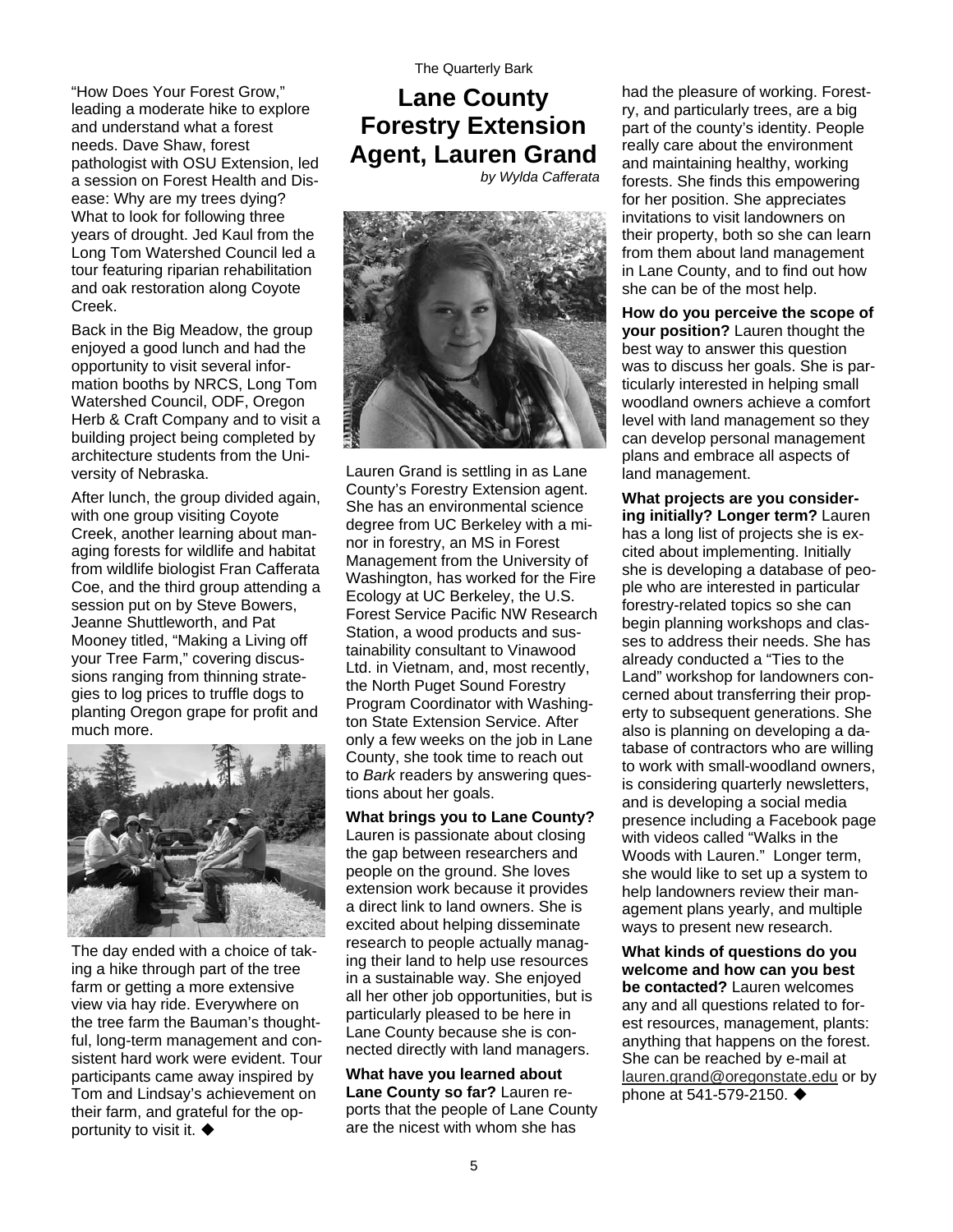"How Does Your Forest Grow," leading a moderate hike to explore and understand what a forest needs. Dave Shaw, forest pathologist with OSU Extension, led a session on Forest Health and Disease: Why are my trees dying? What to look for following three years of drought. Jed Kaul from the Long Tom Watershed Council led a tour featuring riparian rehabilitation and oak restoration along Coyote Creek.

Back in the Big Meadow, the group enjoyed a good lunch and had the opportunity to visit several information booths by NRCS, Long Tom Watershed Council, ODF, Oregon Herb & Craft Company and to visit a building project being completed by architecture students from the University of Nebraska.

After lunch, the group divided again, with one group visiting Coyote Creek, another learning about managing forests for wildlife and habitat from wildlife biologist Fran Cafferata Coe, and the third group attending a session put on by Steve Bowers, Jeanne Shuttleworth, and Pat Mooney titled, "Making a Living off your Tree Farm," covering discussions ranging from thinning strategies to log prices to truffle dogs to planting Oregon grape for profit and much more.

The day ended with a choice of taking a hike through part of the tree farm or getting a more extensive view via hay ride. Everywhere on the tree farm the Bauman's thoughtful, long-term management and consistent hard work were evident. Tour participants came away inspired by Tom and Lindsay's achievement on their farm, and grateful for the opportunity to visit it. ◆

# Lane County Forestry Extension Agent, Lauren Grand

*by Wylda Cafferata*

Lauren Grand is settling in as Lane County's Forestry Extension agent. She has an environmental science degree from UC Berkeley with a minor in forestry, an MS in Forest Management from the University of Washington, has worked for the Fire Ecology at UC Berkeley, the U.S. Forest Service Pacific NW Research Station, a wood products and sustainability consultant to Vinawood Ltd. in Vietnam, and, most recently, the North Puget Sound Forestry Program Coordinator with Washington State Extension Service. After only a few weeks on the job in Lane County, she took time to reach out to *Bark* readers by answering questions about her goals.

**What brings you to Lane County?** Lauren is passionate about closing the gap between researchers and people on the ground. She loves extension work because it provides a direct link to land owners. She is excited about helping disseminate research to people actually managing their land to help use resources in a sustainable way. She enjoyed all her other job opportunities, but is particularly pleased to be here in Lane County because she is connected directly with land managers.

**What have you learned about Lane County so far?** Lauren reports that the people of Lane County are the nicest with whom she has had the pleasure of working. Forestry, and particularly trees, are a big part of the county's identity. People really care about the environment and maintaining healthy, working forests. She finds this empowering for her position. She appreciates invitations to visit landowners on their property, both so she can learn from them about land management in Lane County, and to find out how she can be of the most help.

**How do you perceive the scope of your position?** Lauren thought the best way to answer this question was to discuss her goals. She is particularly interested in helping small woodland owners achieve a comfort level with land management so they can develop personal management plans and embrace all aspects of land management.

**What projects are you considering initially? Longer term?** Lauren has a long list of projects she is excited about implementing. Initially she is developing a database of people who are interested in particular forestry-related topics so she can begin planning workshops and classes to address their needs. She has already conducted a "Ties to the Land" workshop for landowners concerned about transferring their property to subsequent generations. She also is planning on developing a database of contractors who are willing to work with small-woodland owners, is considering quarterly newsletters, and is developing a social media presence including a Facebook page with videos called "Walks in the Woods with Lauren." Longer term, she would like to set up a system to help landowners review their management plans yearly, and multiple ways to present new research.

**What kinds of questions do you welcome and how can you best be contacted?** Lauren welcomes any and all questions related to forest resources, management, plants: anything that happens on the forest. She can be reached by e-mail at lauren.grand@oregonstate.edu or by phone at 541-579-2150. ◆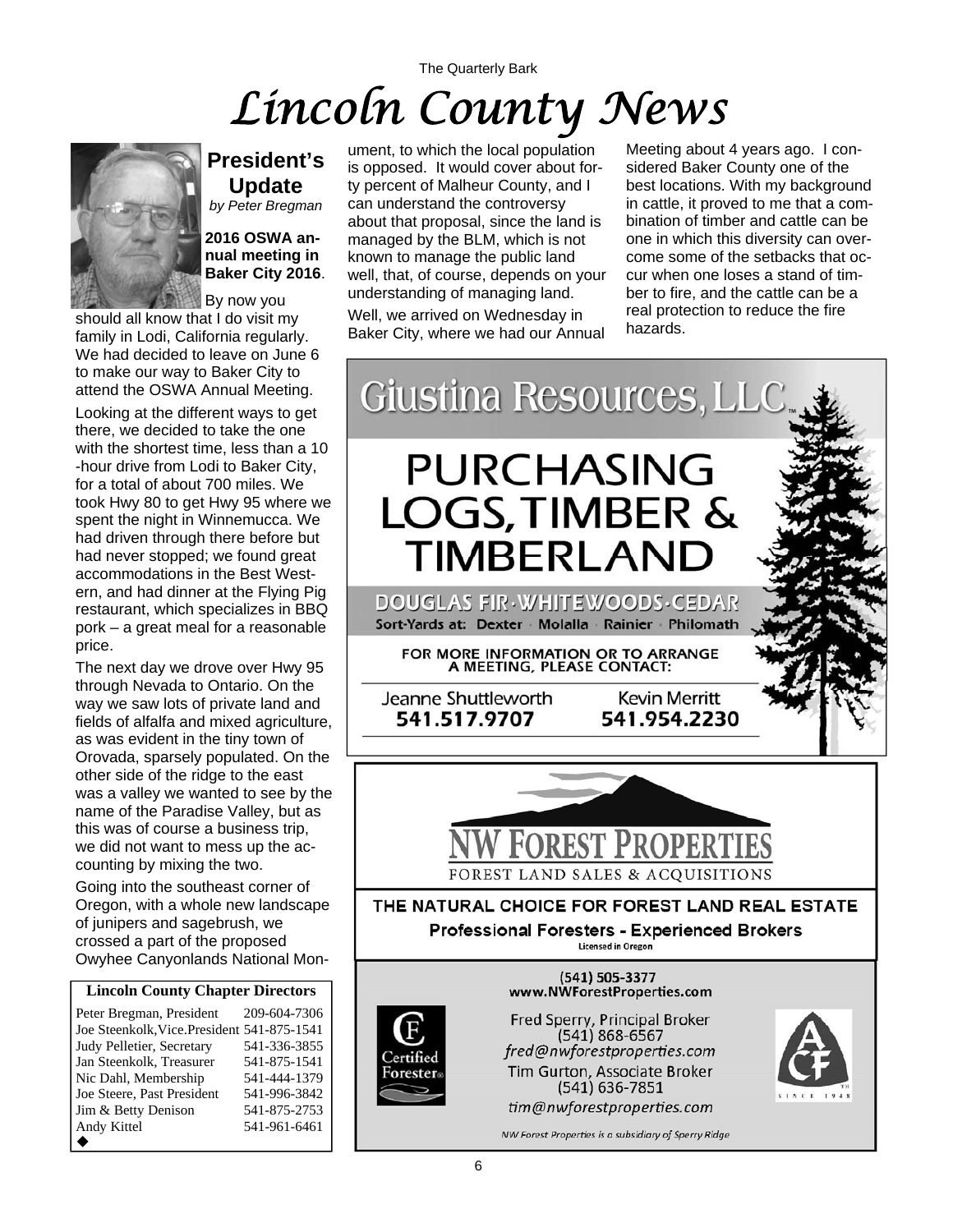# Lincoln County News

## President's Update

*by Peter Bregman*

**2016 OSWA annual meeting in Baker City 2016**. By now you should all know that I do visit my family in Lodi, California regularly. We had decided to leave on June 6 to make our way to Baker City to attend the OSWA Annual Meeting.

Looking at the different ways to get there, we decided to take the one with the shortest time, less than a 10-hour drive from Lodi to Baker City, for a total of about 700 miles. We took Hwy 80 to get Hwy 95 where we spent the night in Winnemucca. We had driven through there before but had never stopped; we found great accommodations in the Best Western, and had dinner at the Flying Pig restaurant, which specializes in BBQ pork – a great meal for a reasonable price.

The next day we drove over Hwy 95 through Nevada to Ontario. On the way we saw lots of private land and fields of alfalfa and mixed agriculture, as was evident in the tiny town of Orovada, sparsely populated. On the other side of the ridge to the east was a valley we wanted to see by the name of the Paradise Valley, but as this was of course a business trip, we did not want to mess up the accounting by mixing the two.

Going into the southeast corner of Oregon, with a whole new landscape of junipers and sagebrush, we crossed a part of the proposed Owyhee Canyonlands National Monument, to which the local population is opposed. It would cover about forty percent of Malheur County, and I can understand the controversy about that proposal, since the land is managed by the BLM, which is not known to manage the public land well, that, of course, depends on your understanding of managing land.

Well, we arrived on Wednesday in Baker City, where we had our Annual Meeting about 4 years ago. I considered Baker County one of the best locations. With my background in cattle, it proved to me that a combination of timber and cattle can be one in which this diversity can overcome some of the setbacks that occur when one loses a stand of timber to fire, and the cattle can be a real protection to reduce the fire hazards.

| Lincoln County Chapter Directors | |
|---|---|
| Peter Bregman, President | 209-604-7306 |
| Joe Steenkolk, Vice.President | 541-875-1541 |
| Judy Pelletier, Secretary | 541-336-3855 |
| Jan Steenkolk, Treasurer | 541-875-1541 |
| Nic Dahl, Membership | 541-444-1379 |
| Joe Steere, Past President | 541-996-3842 |
| Jim & Betty Denison | 541-875-2753 |
| Andy Kittel | 541-961-6461 |

**Giustina Resources, LLC**

**PURCHASING LOGS, TIMBER & TIMBERLAND**

**DOUGLAS FIR · WHITEWOODS · CEDAR**

Sort-Yards at: Dexter · Molalla · Rainier · Philomath

FOR MORE INFORMATION OR TO ARRANGE A MEETING, PLEASE CONTACT:

Jeanne Shuttleworth 541.517.9707

Kevin Merritt 541.954.2230

**NW FOREST PROPERTIES**

FOREST LAND SALES & ACQUISITIONS

**THE NATURAL CHOICE FOR FOREST LAND REAL ESTATE**

**Professional Foresters - Experienced Brokers**

Licensed in Oregon

(541) 505-3377
www.NWForestProperties.com

Fred Sperry, Principal Broker
(541) 868-6567
*fred@nwforestproperties.com*

Tim Gurton, Associate Broker
(541) 636-7851
*tim@nwforestproperties.com*

*NW Forest Properties is a subsidiary of Sperry Ridge*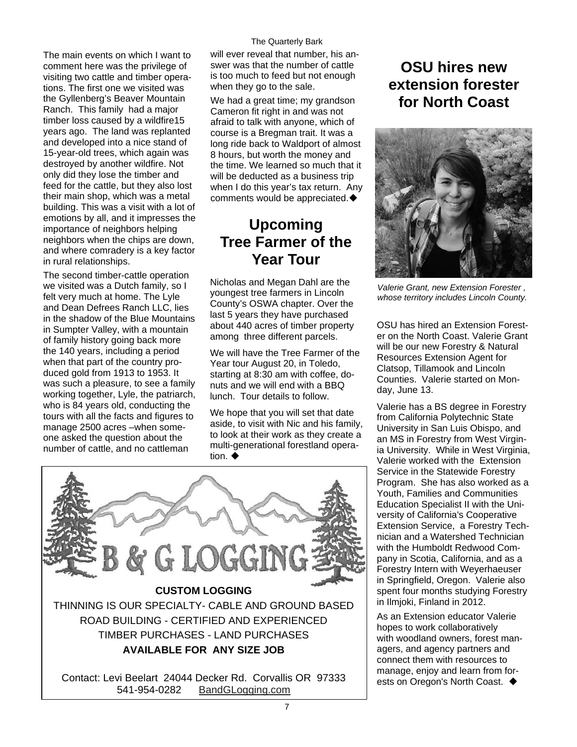The main events on which I want to comment here was the privilege of visiting two cattle and timber operations. The first one we visited was the Gyllenberg's Beaver Mountain Ranch. This family had a major timber loss caused by a wildfire15 years ago. The land was replanted and developed into a nice stand of 15-year-old trees, which again was destroyed by another wildfire. Not only did they lose the timber and feed for the cattle, but they also lost their main shop, which was a metal building. This was a visit with a lot of emotions by all, and it impresses the importance of neighbors helping neighbors when the chips are down, and where comradery is a key factor in rural relationships.

The second timber-cattle operation we visited was a Dutch family, so I felt very much at home. The Lyle and Dean Defrees Ranch LLC, lies in the shadow of the Blue Mountains in Sumpter Valley, with a mountain of family history going back more the 140 years, including a period when that part of the country produced gold from 1913 to 1953. It was such a pleasure, to see a family working together, Lyle, the patriarch, who is 84 years old, conducting the tours with all the facts and figures to manage 2500 acres –when someone asked the question about the number of cattle, and no cattleman will ever reveal that number, his answer was that the number of cattle is too much to feed but not enough when they go to the sale.

We had a great time; my grandson Cameron fit right in and was not afraid to talk with anyone, which of course is a Bregman trait. It was a long ride back to Waldport of almost 8 hours, but worth the money and the time. We learned so much that it will be deducted as a business trip when I do this year's tax return. Any comments would be appreciated.◆

## Upcoming Tree Farmer of the Year Tour

Nicholas and Megan Dahl are the youngest tree farmers in Lincoln County's OSWA chapter. Over the last 5 years they have purchased about 440 acres of timber property among three different parcels.

We will have the Tree Farmer of the Year tour August 20, in Toledo, starting at 8:30 am with coffee, donuts and we will end with a BBQ lunch. Tour details to follow.

We hope that you will set that date aside, to visit with Nic and his family, to look at their work as they create a multi-generational forestland operation. ◆

B & G LOGGING

**CUSTOM LOGGING**

THINNING IS OUR SPECIALTY- CABLE AND GROUND BASED

ROAD BUILDING - CERTIFIED AND EXPERIENCED

TIMBER PURCHASES - LAND PURCHASES

**AVAILABLE FOR ANY SIZE JOB**

Contact: Levi Beelart 24044 Decker Rd. Corvallis OR 97333
541-954-0282 BandGLogging.com

## OSU hires new extension forester for North Coast

*Valerie Grant, new Extension Forester , whose territory includes Lincoln County.*

OSU has hired an Extension Forester on the North Coast. Valerie Grant will be our new Forestry & Natural Resources Extension Agent for Clatsop, Tillamook and Lincoln Counties. Valerie started on Monday, June 13.

Valerie has a BS degree in Forestry from California Polytechnic State University in San Luis Obispo, and an MS in Forestry from West Virginia University. While in West Virginia, Valerie worked with the Extension Service in the Statewide Forestry Program. She has also worked as a Youth, Families and Communities Education Specialist II with the University of California's Cooperative Extension Service, a Forestry Technician and a Watershed Technician with the Humboldt Redwood Company in Scotia, California, and as a Forestry Intern with Weyerhaeuser in Springfield, Oregon. Valerie also spent four months studying Forestry in Ilmjoki, Finland in 2012.

As an Extension educator Valerie hopes to work collaboratively with woodland owners, forest managers, and agency partners and connect them with resources to manage, enjoy and learn from forests on Oregon's North Coast. ◆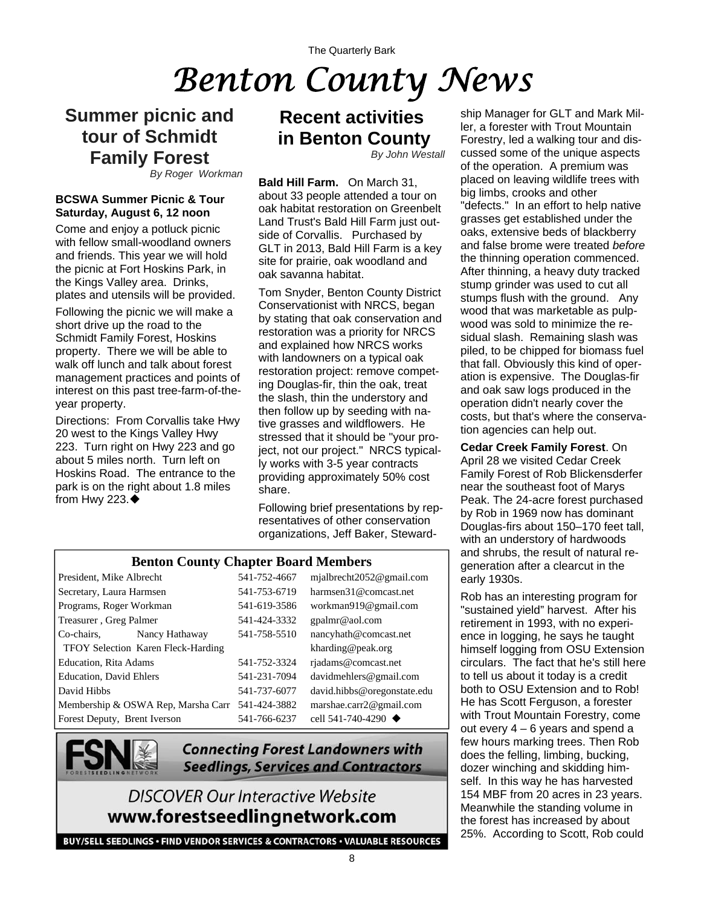# Benton County News

## Summer picnic and tour of Schmidt Family Forest

*By Roger Workman*

**BCSWA Summer Picnic & Tour Saturday, August 6, 12 noon**

Come and enjoy a potluck picnic with fellow small-woodland owners and friends. This year we will hold the picnic at Fort Hoskins Park, in the Kings Valley area. Drinks, plates and utensils will be provided.

Following the picnic we will make a short drive up the road to the Schmidt Family Forest, Hoskins property. There we will be able to walk off lunch and talk about forest management practices and points of interest on this past tree-farm-of-the-year property.

Directions: From Corvallis take Hwy 20 west to the Kings Valley Hwy 223. Turn right on Hwy 223 and go about 5 miles north. Turn left on Hoskins Road. The entrance to the park is on the right about 1.8 miles from Hwy 223.◆

## Recent activities in Benton County

*By John Westall*

**Bald Hill Farm.** On March 31, about 33 people attended a tour on oak habitat restoration on Greenbelt Land Trust's Bald Hill Farm just outside of Corvallis. Purchased by GLT in 2013, Bald Hill Farm is a key site for prairie, oak woodland and oak savanna habitat.

Tom Snyder, Benton County District Conservationist with NRCS, began by stating that oak conservation and restoration was a priority for NRCS and explained how NRCS works with landowners on a typical oak restoration project: remove competing Douglas-fir, thin the oak, treat the slash, thin the understory and then follow up by seeding with native grasses and wildflowers. He stressed that it should be "your project, not our project." NRCS typically works with 3-5 year contracts providing approximately 50% cost share.

Following brief presentations by representatives of other conservation organizations, Jeff Baker, Stewardship Manager for GLT and Mark Miller, a forester with Trout Mountain Forestry, led a walking tour and discussed some of the unique aspects of the operation. A premium was placed on leaving wildlife trees with big limbs, crooks and other "defects." In an effort to help native grasses get established under the oaks, extensive beds of blackberry and false brome were treated *before* the thinning operation commenced. After thinning, a heavy duty tracked stump grinder was used to cut all stumps flush with the ground. Any wood that was marketable as pulpwood was sold to minimize the residual slash. Remaining slash was piled, to be chipped for biomass fuel that fall. Obviously this kind of operation is expensive. The Douglas-fir and oak saw logs produced in the operation didn't nearly cover the costs, but that's where the conservation agencies can help out.

**Cedar Creek Family Forest**. On April 28 we visited Cedar Creek Family Forest of Rob Blickensderfer near the southeast foot of Marys Peak. The 24-acre forest purchased by Rob in 1969 now has dominant Douglas-firs about 150–170 feet tall, with an understory of hardwoods and shrubs, the result of natural regeneration after a clearcut in the early 1930s.

Rob has an interesting program for "sustained yield" harvest. After his retirement in 1993, with no experience in logging, he says he taught himself logging from OSU Extension circulars. The fact that he's still here to tell us about it today is a credit both to OSU Extension and to Rob! He has Scott Ferguson, a forester with Trout Mountain Forestry, come out every 4 – 6 years and spend a few hours marking trees. Then Rob does the felling, limbing, bucking, dozer winching and skidding himself. In this way he has harvested 154 MBF from 20 acres in 23 years. Meanwhile the standing volume in the forest has increased by about 25%. According to Scott, Rob could

### Benton County Chapter Board Members

| | | |
|---|---|---|
| President, Mike Albrecht | 541-752-4667 | mjalbrecht2052@gmail.com |
| Secretary, Laura Harmsen | 541-753-6719 | harmsen31@comcast.net |
| Programs, Roger Workman | 541-619-3586 | workman919@gmail.com |
| Treasurer , Greg Palmer | 541-424-3332 | gpalmr@aol.com |
| Co-chairs, Nancy Hathaway | 541-758-5510 | nancyhath@comcast.net |
| TFOY Selection Karen Fleck-Harding | | kharding@peak.org |
| Education, Rita Adams | 541-752-3324 | rjadams@comcast.net |
| Education, David Ehlers | 541-231-7094 | davidmehlers@gmail.com |
| David Hibbs | 541-737-6077 | david.hibbs@oregonstate.edu |
| Membership & OSWA Rep, Marsha Carr | 541-424-3882 | marshae.carr2@gmail.com |
| Forest Deputy, Brent Iverson | 541-766-6237 | cell 541-740-4290 ◆ |

FSN FORESTSEEDLINGNETWORK

**Connecting Forest Landowners with Seedlings, Services and Contractors**

*DISCOVER Our Interactive Website*

**www.forestseedlingnetwork.com**

BUY/SELL SEEDLINGS • FIND VENDOR SERVICES & CONTRACTORS • VALUABLE RESOURCES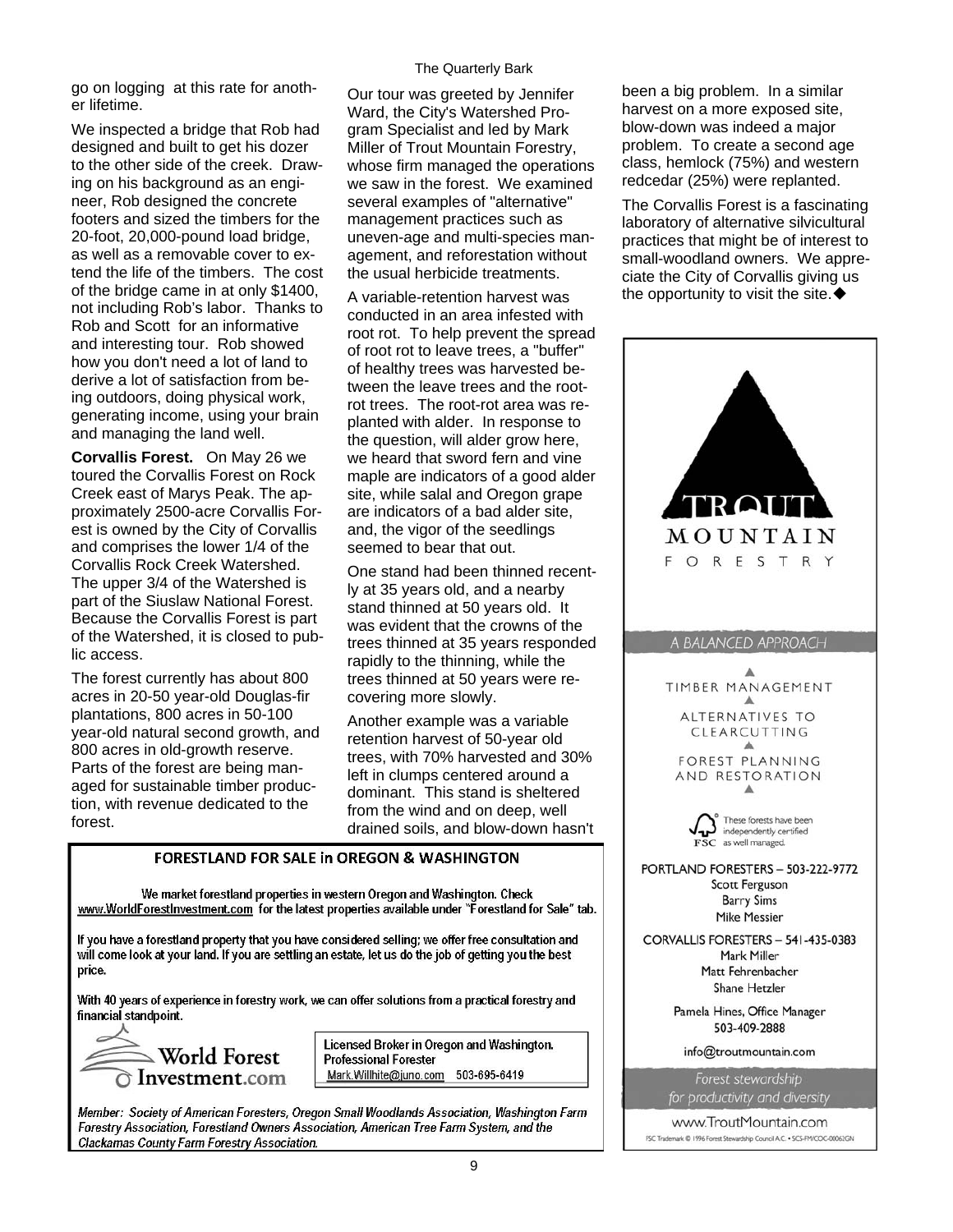go on logging at this rate for another lifetime.

We inspected a bridge that Rob had designed and built to get his dozer to the other side of the creek. Drawing on his background as an engineer, Rob designed the concrete footers and sized the timbers for the 20-foot, 20,000-pound load bridge, as well as a removable cover to extend the life of the timbers. The cost of the bridge came in at only $1400, not including Rob's labor. Thanks to Rob and Scott for an informative and interesting tour. Rob showed how you don't need a lot of land to derive a lot of satisfaction from being outdoors, doing physical work, generating income, using your brain and managing the land well.

**Corvallis Forest.** On May 26 we toured the Corvallis Forest on Rock Creek east of Marys Peak. The approximately 2500-acre Corvallis Forest is owned by the City of Corvallis and comprises the lower 1/4 of the Corvallis Rock Creek Watershed. The upper 3/4 of the Watershed is part of the Siuslaw National Forest. Because the Corvallis Forest is part of the Watershed, it is closed to public access.

The forest currently has about 800 acres in 20-50 year-old Douglas-fir plantations, 800 acres in 50-100 year-old natural second growth, and 800 acres in old-growth reserve. Parts of the forest are being managed for sustainable timber production, with revenue dedicated to the forest.

Our tour was greeted by Jennifer Ward, the City's Watershed Program Specialist and led by Mark Miller of Trout Mountain Forestry, whose firm managed the operations we saw in the forest. We examined several examples of "alternative" management practices such as uneven-age and multi-species management, and reforestation without the usual herbicide treatments.

A variable-retention harvest was conducted in an area infested with root rot. To help prevent the spread of root rot to leave trees, a "buffer" of healthy trees was harvested between the leave trees and the root-rot trees. The root-rot area was replanted with alder. In response to the question, will alder grow here, we heard that sword fern and vine maple are indicators of a good alder site, while salal and Oregon grape are indicators of a bad alder site, and, the vigor of the seedlings seemed to bear that out.

One stand had been thinned recently at 35 years old, and a nearby stand thinned at 50 years old. It was evident that the crowns of the trees thinned at 35 years responded rapidly to the thinning, while the trees thinned at 50 years were recovering more slowly.

Another example was a variable retention harvest of 50-year old trees, with 70% harvested and 30% left in clumps centered around a dominant. This stand is sheltered from the wind and on deep, well drained soils, and blow-down hasn't been a big problem. In a similar harvest on a more exposed site, blow-down was indeed a major problem. To create a second age class, hemlock (75%) and western redcedar (25%) were replanted.

The Corvallis Forest is a fascinating laboratory of alternative silvicultural practices that might be of interest to small-woodland owners. We appreciate the City of Corvallis giving us the opportunity to visit the site.◆

---

**FORESTLAND FOR SALE in OREGON & WASHINGTON**

We market forestland properties in western Oregon and Washington. Check www.WorldForestInvestment.com for the latest properties available under "Forestland for Sale" tab.

If you have a forestland property that you have considered selling; we offer free consultation and will come look at your land. If you are settling an estate, let us do the job of getting you the best price.

With 40 years of experience in forestry work, we can offer solutions from a practical forestry and financial standpoint.

World Forest Investment.com

Licensed Broker in Oregon and Washington.
Professional Forester
Mark.Willhite@juno.com 503-695-6419

*Member: Society of American Foresters, Oregon Small Woodlands Association, Washington Farm Forestry Association, Forestland Owners Association, American Tree Farm System, and the Clackamas County Farm Forestry Association.*

---

TROUT MOUNTAIN FORESTRY

*A BALANCED APPROACH*

TIMBER MANAGEMENT

ALTERNATIVES TO CLEARCUTTING

FOREST PLANNING AND RESTORATION

FSC These forests have been independently certified as well managed.

PORTLAND FORESTERS – 503-222-9772
Scott Ferguson
Barry Sims
Mike Messier

CORVALLIS FORESTERS – 541-435-0383
Mark Miller
Matt Fehrenbacher
Shane Hetzler

Pamela Hines, Office Manager
503-409-2888

info@troutmountain.com

*Forest stewardship for productivity and diversity*

www.TroutMountain.com

FSC Trademark © 1996 Forest Stewardship Council A.C. • SCS-FM/COC-00062GN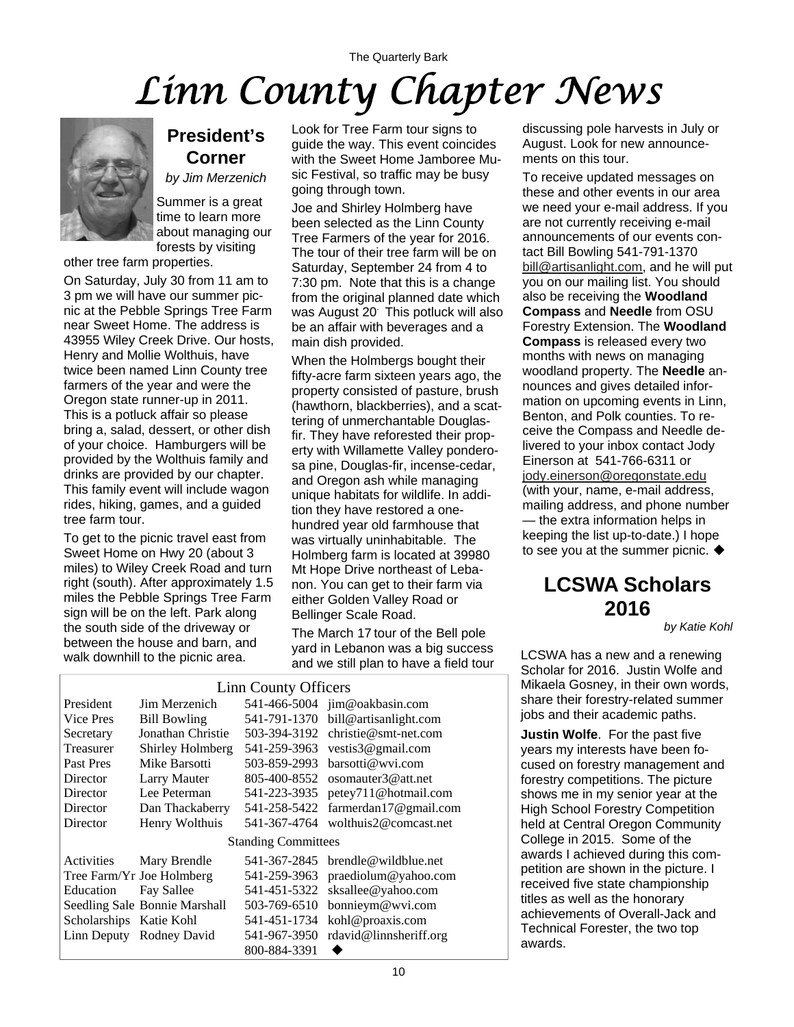# Linn County Chapter News

## President's Corner

*by Jim Merzenich*

Summer is a great time to learn more about managing our forests by visiting other tree farm properties.

On Saturday, July 30 from 11 am to 3 pm we will have our summer picnic at the Pebble Springs Tree Farm near Sweet Home. The address is 43955 Wiley Creek Drive. Our hosts, Henry and Mollie Wolthuis, have twice been named Linn County tree farmers of the year and were the Oregon state runner-up in 2011. This is a potluck affair so please bring a, salad, dessert, or other dish of your choice. Hamburgers will be provided by the Wolthuis family and drinks are provided by our chapter. This family event will include wagon rides, hiking, games, and a guided tree farm tour.

To get to the picnic travel east from Sweet Home on Hwy 20 (about 3 miles) to Wiley Creek Road and turn right (south). After approximately 1.5 miles the Pebble Springs Tree Farm sign will be on the left. Park along the south side of the driveway or between the house and barn, and walk downhill to the picnic area.

Look for Tree Farm tour signs to guide the way. This event coincides with the Sweet Home Jamboree Music Festival, so traffic may be busy going through town.

Joe and Shirley Holmberg have been selected as the Linn County Tree Farmers of the year for 2016. The tour of their tree farm will be on Saturday, September 24 from 4 to 7:30 pm. Note that this is a change from the original planned date which was August 20. This potluck will also be an affair with beverages and a main dish provided.

When the Holmbergs bought their fifty-acre farm sixteen years ago, the property consisted of pasture, brush (hawthorn, blackberries), and a scattering of unmerchantable Douglas-fir. They have reforested their property with Willamette Valley ponderosa pine, Douglas-fir, incense-cedar, and Oregon ash while managing unique habitats for wildlife. In addition they have restored a one-hundred year old farmhouse that was virtually uninhabitable. The Holmberg farm is located at 39980 Mt Hope Drive northeast of Lebanon. You can get to their farm via either Golden Valley Road or Bellinger Scale Road.

The March 17 tour of the Bell pole yard in Lebanon was a big success and we still plan to have a field tour discussing pole harvests in July or August. Look for new announcements on this tour.

To receive updated messages on these and other events in our area we need your e-mail address. If you are not currently receiving e-mail announcements of our events contact Bill Bowling 541-791-1370 bill@artisanlight.com, and he will put you on our mailing list. You should also be receiving the **Woodland Compass** and **Needle** from OSU Forestry Extension. The **Woodland Compass** is released every two months with news on managing woodland property. The **Needle** announces and gives detailed information on upcoming events in Linn, Benton, and Polk counties. To receive the Compass and Needle delivered to your inbox contact Jody Einerson at 541-766-6311 or jody.einerson@oregonstate.edu (with your, name, e-mail address, mailing address, and phone number — the extra information helps in keeping the list up-to-date.) I hope to see you at the summer picnic. ◆

### Linn County Officers

| Position | Name | Phone | E-mail |
|---|---|---|---|
| President | Jim Merzenich | 541-466-5004 | jim@oakbasin.com |
| Vice Pres | Bill Bowling | 541-791-1370 | bill@artisanlight.com |
| Secretary | Jonathan Christie | 503-394-3192 | christie@smt-net.com |
| Treasurer | Shirley Holmberg | 541-259-3963 | vestis3@gmail.com |
| Past Pres | Mike Barsotti | 503-859-2993 | barsotti@wvi.com |
| Director | Larry Mauter | 805-400-8552 | osomauter3@att.net |
| Director | Lee Peterman | 541-223-3935 | petey711@hotmail.com |
| Director | Dan Thackaberry | 541-258-5422 | farmerdan17@gmail.com |
| Director | Henry Wolthuis | 541-367-4764 | wolthuis2@comcast.net |
| **Standing Committees** | | | |
| Activities | Mary Brendle | 541-367-2845 | brendle@wildblue.net |
| Tree Farm/Yr | Joe Holmberg | 541-259-3963 | praediolum@yahoo.com |
| Education | Fay Sallee | 541-451-5322 | sksallee@yahoo.com |
| Seedling Sale | Bonnie Marshall | 503-769-6510 | bonnieym@wvi.com |
| Scholarships | Katie Kohl | 541-451-1734 | kohl@proaxis.com |
| Linn Deputy | Rodney David | 541-967-3950 | rdavid@linnsheriff.org |
| | | 800-884-3391 | ◆ |

## LCSWA Scholars 2016

*by Katie Kohl*

LCSWA has a new and a renewing Scholar for 2016. Justin Wolfe and Mikaela Gosney, in their own words, share their forestry-related summer jobs and their academic paths.

**Justin Wolfe**. For the past five years my interests have been focused on forestry management and forestry competitions. The picture shows me in my senior year at the High School Forestry Competition held at Central Oregon Community College in 2015. Some of the awards I achieved during this competition are shown in the picture. I received five state championship titles as well as the honorary achievements of Overall-Jack and Technical Forester, the two top awards.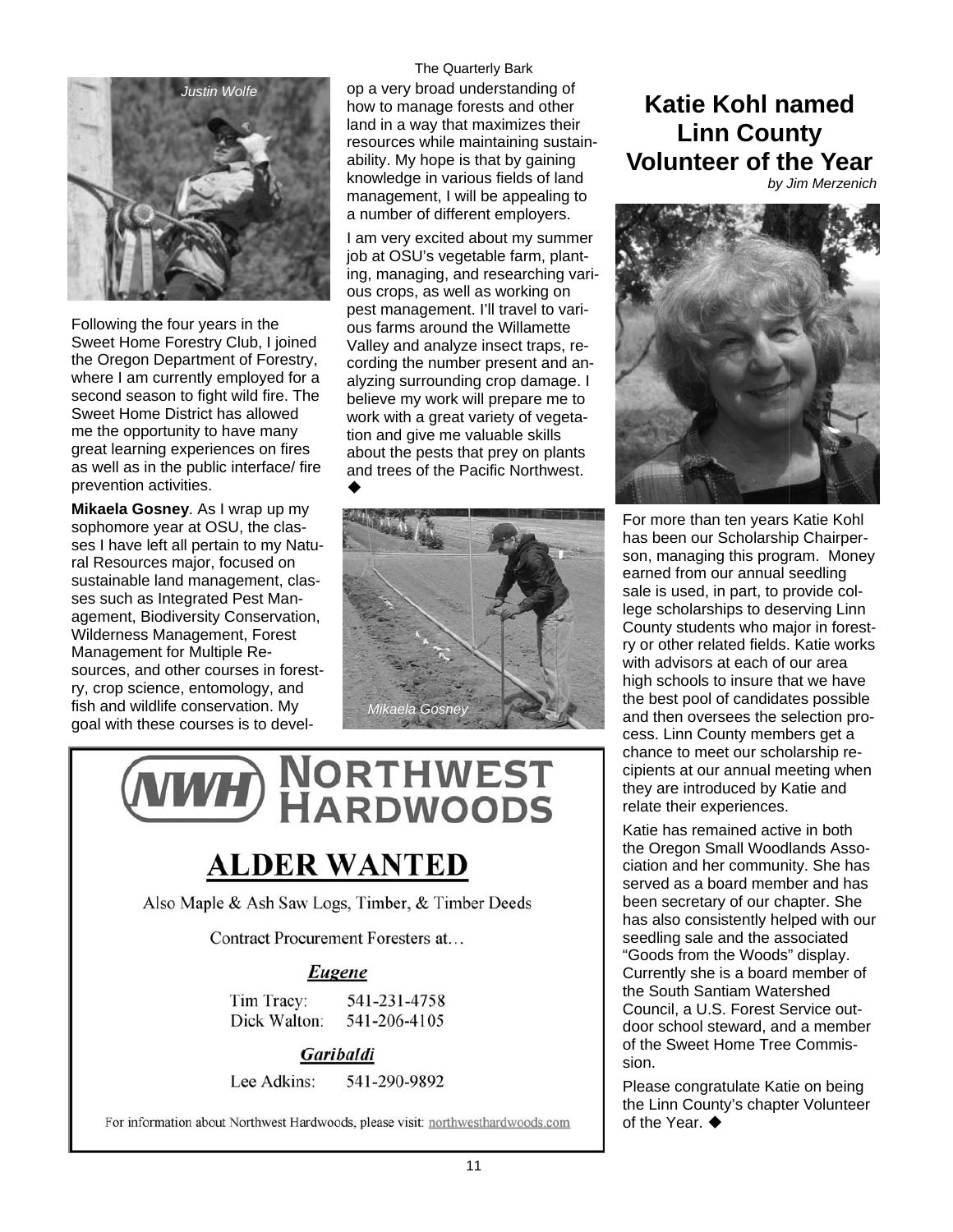Justin Wolfe

Following the four years in the Sweet Home Forestry Club, I joined the Oregon Department of Forestry, where I am currently employed for a second season to fight wild fire. The Sweet Home District has allowed me the opportunity to have many great learning experiences on fires as well as in the public interface/ fire prevention activities.

**Mikaela Gosney**. As I wrap up my sophomore year at OSU, the classes I have left all pertain to my Natural Resources major, focused on sustainable land management, classes such as Integrated Pest Management, Biodiversity Conservation, Wilderness Management, Forest Management for Multiple Resources, and other courses in forestry, crop science, entomology, and fish and wildlife conservation. My goal with these courses is to develop a very broad understanding of how to manage forests and other land in a way that maximizes their resources while maintaining sustainability. My hope is that by gaining knowledge in various fields of land management, I will be appealing to a number of different employers.

I am very excited about my summer job at OSU's vegetable farm, planting, managing, and researching various crops, as well as working on pest management. I'll travel to various farms around the Willamette Valley and analyze insect traps, recording the number present and analyzing surrounding crop damage. I believe my work will prepare me to work with a great variety of vegetation and give me valuable skills about the pests that prey on plants and trees of the Pacific Northwest. ◆

Mikaela Gosney

**NWH NORTHWEST HARDWOODS**

**ALDER WANTED**

Also Maple & Ash Saw Logs, Timber, & Timber Deeds

Contract Procurement Foresters at…

***Eugene***

Tim Tracy: 541-231-4758
Dick Walton: 541-206-4105

***Garibaldi***

Lee Adkins: 541-290-9892

For information about Northwest Hardwoods, please visit: northwesthardwoods.com

## Katie Kohl named Linn County Volunteer of the Year

*by Jim Merzenich*

For more than ten years Katie Kohl has been our Scholarship Chairperson, managing this program. Money earned from our annual seedling sale is used, in part, to provide college scholarships to deserving Linn County students who major in forestry or other related fields. Katie works with advisors at each of our area high schools to insure that we have the best pool of candidates possible and then oversees the selection process. Linn County members get a chance to meet our scholarship recipients at our annual meeting when they are introduced by Katie and relate their experiences.

Katie has remained active in both the Oregon Small Woodlands Association and her community. She has served as a board member and has been secretary of our chapter. She has also consistently helped with our seedling sale and the associated "Goods from the Woods" display. Currently she is a board member of the South Santiam Watershed Council, a U.S. Forest Service outdoor school steward, and a member of the Sweet Home Tree Commission.

Please congratulate Katie on being the Linn County's chapter Volunteer of the Year. ◆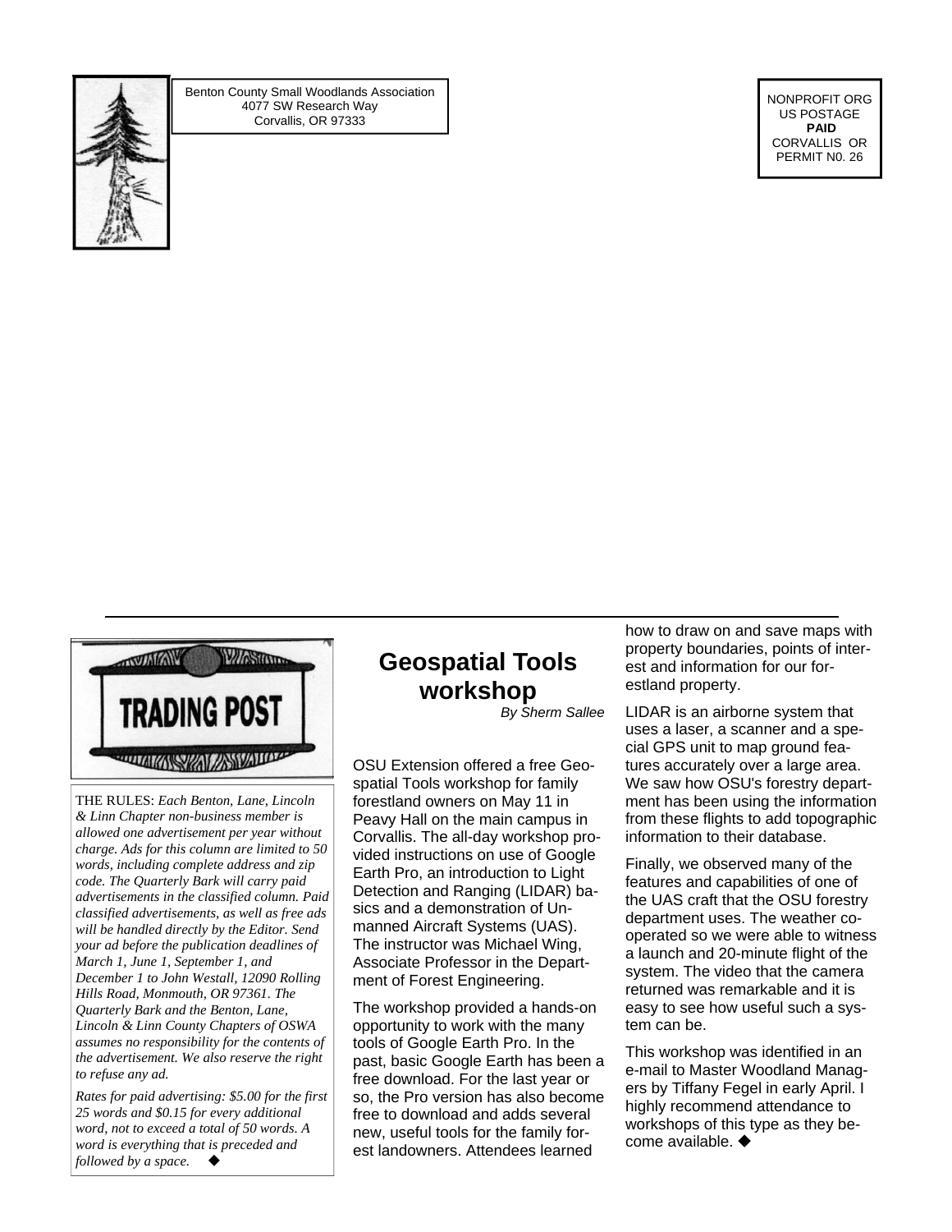Benton County Small Woodlands Association
4077 SW Research Way
Corvallis, OR 97333

NONPROFIT ORG
US POSTAGE
**PAID**
CORVALLIS OR
PERMIT N0. 26

## TRADING POST

THE RULES: *Each Benton, Lane, Lincoln & Linn Chapter non-business member is allowed one advertisement per year without charge. Ads for this column are limited to 50 words, including complete address and zip code. The Quarterly Bark will carry paid advertisements in the classified column. Paid classified advertisements, as well as free ads will be handled directly by the Editor. Send your ad before the publication deadlines of March 1, June 1, September 1, and December 1 to John Westall, 12090 Rolling Hills Road, Monmouth, OR 97361. The Quarterly Bark and the Benton, Lane, Lincoln & Linn County Chapters of OSWA assumes no responsibility for the contents of the advertisement. We also reserve the right to refuse any ad.*

*Rates for paid advertising: $5.00 for the first 25 words and $0.15 for every additional word, not to exceed a total of 50 words. A word is everything that is preceded and followed by a space.* ◆

## Geospatial Tools workshop

*By Sherm Sallee*

OSU Extension offered a free Geospatial Tools workshop for family forestland owners on May 11 in Peavy Hall on the main campus in Corvallis. The all-day workshop provided instructions on use of Google Earth Pro, an introduction to Light Detection and Ranging (LIDAR) basics and a demonstration of Unmanned Aircraft Systems (UAS). The instructor was Michael Wing, Associate Professor in the Department of Forest Engineering.

The workshop provided a hands-on opportunity to work with the many tools of Google Earth Pro. In the past, basic Google Earth has been a free download. For the last year or so, the Pro version has also become free to download and adds several new, useful tools for the family forest landowners. Attendees learned how to draw on and save maps with property boundaries, points of interest and information for our forestland property.

LIDAR is an airborne system that uses a laser, a scanner and a special GPS unit to map ground features accurately over a large area. We saw how OSU's forestry department has been using the information from these flights to add topographic information to their database.

Finally, we observed many of the features and capabilities of one of the UAS craft that the OSU forestry department uses. The weather cooperated so we were able to witness a launch and 20-minute flight of the system. The video that the camera returned was remarkable and it is easy to see how useful such a system can be.

This workshop was identified in an e-mail to Master Woodland Managers by Tiffany Fegel in early April. I highly recommend attendance to workshops of this type as they become available. ◆